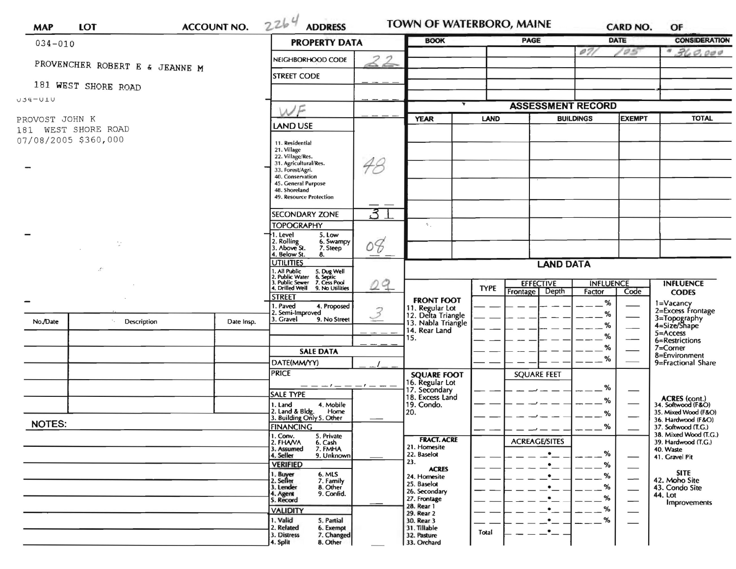| MAP | LOT | ACCOUNT NO. 2264 | ADDRESS | TOWN OF WATERBORO, MAINE | CARD NO. | OF |
|---|---|---|---|---|---|---|

034-010

PROVENCHER ROBERT E & JEANNE M

181 WEST SHORE ROAD

034-010

PROVOST JOHN K
181 WEST SHORE ROAD
07/08/2005 $360,000

## PROPERTY DATA

| Field | Value |
|---|---|
| NEIGHBORHOOD CODE | 22 |
| STREET CODE | |
| | |
| WF | |
| LAND USE (11. Residential, 21. Village, 22. Village/Res., 31. Agricultural/Res., 33. Forest/Agri., 40. Conservation, 45. General Purpose, 48. Shoreland, 49. Resource Protection) | 48 |
| SECONDARY ZONE | 31 |
| TOPOGRAPHY (1. Level, 2. Rolling, 3. Above St., 4. Below St., 5. Low, 6. Swampy, 7. Steep, 8.) | 08 |
| UTILITIES (1. All Public, 2. Public Water, 3. Public Sewer, 4. Drilled Well, 5. Dug Well, 6. Septic, 7. Cess Pool, 9. No Utilities) | 09 |
| STREET (1. Paved, 2. Semi-Improved, 3. Gravel, 4. Proposed, 9. No Street) | 3 |

## SALE DATA

| Field | Value |
|---|---|
| DATE(MM/YY) | / |
| PRICE | |
| SALE TYPE (1. Land, 2. Land & Bldg., 3. Building Only, 4. Mobile Home, 5. Other) | |
| FINANCING (1. Conv., 2. FHA/VA, 3. Assumed, 4. Seller, 5. Private, 6. Cash, 7. FMHA, 9. Unknown) | |
| VERIFIED (1. Buyer, 2. Seller, 3. Lender, 4. Agent, 5. Record, 6. MLS, 7. Family, 8. Other, 9. Confid.) | |
| VALIDITY (1. Valid, 2. Related, 3. Distress, 4. Split, 5. Partial, 6. Exempt, 7. Changed, 8. Other) | |

| BOOK | PAGE | DATE | CONSIDERATION |
|---|---|---|---|
| | | 07/05 | 360,000 |
| | | | |
| | | | |
| | | | |
| | | | |

## ASSESSMENT RECORD

| YEAR | LAND | BUILDINGS | EXEMPT | TOTAL |
|---|---|---|---|---|
| | | | | |
| | | | | |
| | | | | |
| | | | | |
| | | | | |

| No./Date | Description | Date Insp. |
|---|---|---|
| | | |
| | | |
| | | |
| | | |
| | | |

NOTES:

## LAND DATA

| | TYPE | EFFECTIVE Frontage | EFFECTIVE Depth | INFLUENCE Factor | INFLUENCE Code |
|---|---|---|---|---|---|
| **FRONT FOOT** 11. Regular Lot, 12. Delta Triangle, 13. Nabla Triangle, 14. Rear Land, 15. | | | | % | |
| **SQUARE FOOT** 16. Regular Lot, 17. Secondary, 18. Excess Land, 19. Condo., 20. | | SQUARE FEET | | % | |
| **FRACT. ACRE** 21. Homesite, 22. Baselot, 23. **ACRES** 24. Homesite, 25. Baselot, 26. Secondary, 27. Frontage, 28. Rear 1, 29. Rear 2, 30. Rear 3, 31. Tillable, 32. Pasture, 33. Orchard | | ACREAGE/SITES | | % | |
| | Total | | | | |

**INFLUENCE CODES**
1=Vacancy
2=Excess Frontage
3=Topography
4=Size/Shape
5=Access
6=Restrictions
7=Corner
8=Environment
9=Fractional Share

**ACRES (cont.)**
34. Softwood (F&O)
35. Mixed Wood (F&O)
36. Hardwood (F&O)
37. Softwood (T.G.)
38. Mixed Wood (T.G.)
39. Hardwood (T.G.)
40. Waste
41. Gravel Pit

**SITE**
42. Moho Site
43. Condo Site
44. Lot Improvements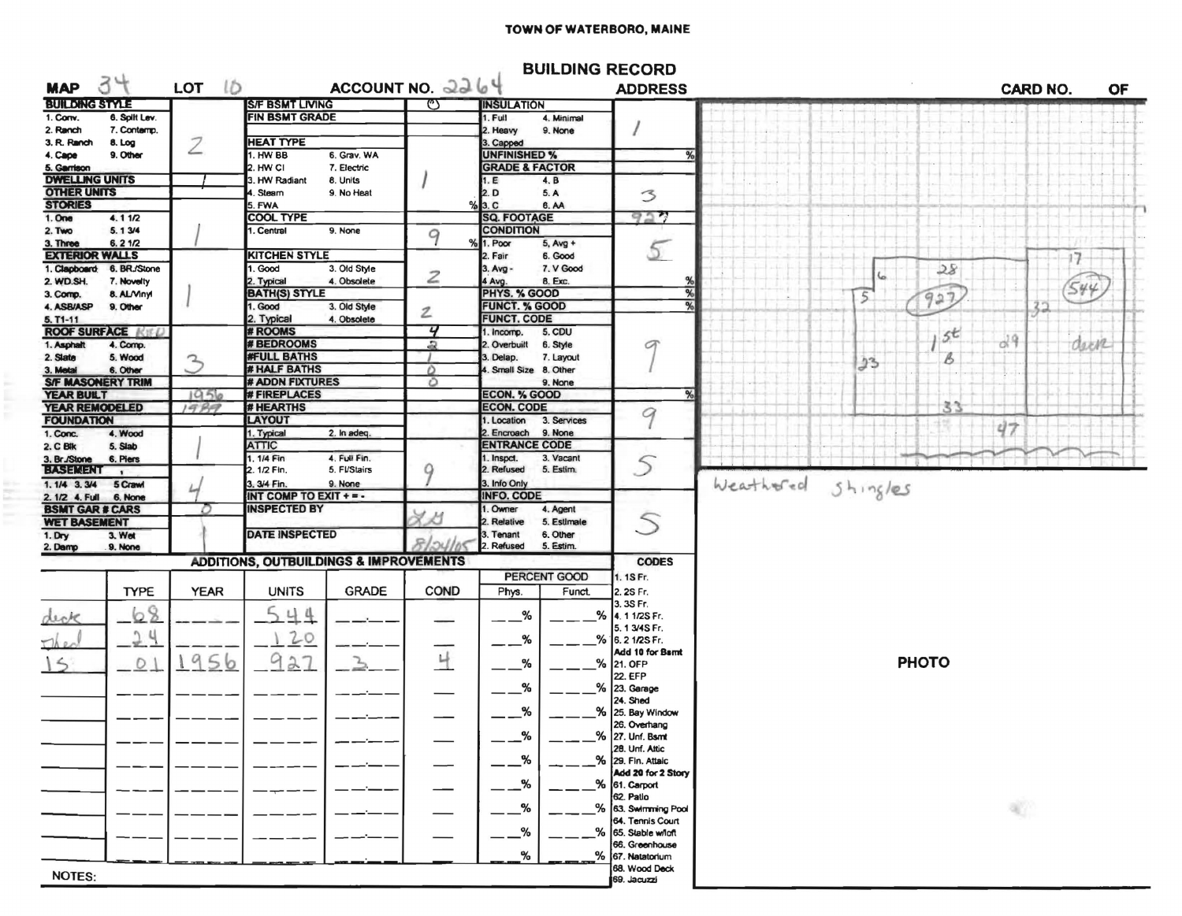**TOWN OF WATERBORO, MAINE**

## BUILDING RECORD

**MAP** 34 **LOT** 10 **ACCOUNT NO.** 2264 **ADDRESS** **CARD NO.** **OF**

| Field | Value | Field | Value | Field | Value |
|---|---|---|---|---|---|
| **BUILDING STYLE** 1. Conv. 2. Ranch 3. R. Ranch 4. Cape 5. Garrison 6. Split Lev. 7. Contemp. 8. Log 9. Other | 2 | **S/F BSMT LIVING** | 0 | **INSULATION** 1. Full 2. Heavy 3. Capped 4. Minimal 9. None | 1 |
| **DWELLING UNITS** | 1 | **FIN BSMT GRADE** | | **UNFINISHED %** | % |
| **OTHER UNITS** | | **HEAT TYPE** 1. HW BB 2. HW CI 3. HW Radiant 4. Steam 5. FWA 6. Grav. WA 7. Electric 8. Units 9. No Heat | 1 % | **GRADE & FACTOR** 1. E 2. D 3. C 4. B 5. A 6. AA | 3 |
| **STORIES** 1. One 2. Two 3. Three 4. 1 1/2 5. 1 3/4 6. 2 1/2 | 1 | **COOL TYPE** 1. Central 9. None | 9 % | **SQ. FOOTAGE** | 927 |
| **EXTERIOR WALLS** 1. Clapboard 2. WD.SH. 3. Comp. 4. ASB/ASP 5. T1-11 6. BR./Stone 7. Novelty 8. AL/Vinyl 9. Other | 1 | **KITCHEN STYLE** 1. Good 2. Typical 3. Old Style 4. Obsolete | 2 | **CONDITION** 1. Poor 2. Fair 3. Avg - 4. Avg. 5. Avg + 6. Good 7. V Good 8. Exc. | 5 |
| | | **BATH(S) STYLE** 1. Good 2. Typical 3. Old Style 4. Obsolete | 2 | **PHYS. % GOOD** | % |
| | | | | **FUNCT. % GOOD** | % |
| **ROOF SURFACE** 1. Asphalt 2. Slate 3. Metal 4. Comp. 5. Wood 6. Other | 3 | **# ROOMS** | 4 | **FUNCT. CODE** 1. Incomp. 2. Overbuilt 3. Delap. 4. Small Size 5. CDU 6. Style 7. Layout 8. Other 9. None | 9 |
| | | **# BEDROOMS** | 2 | | |
| | | **# FULL BATHS** | 1 | | |
| | | **# HALF BATHS** | 0 | | |
| **S/F MASONERY TRIM** | | **# ADDN FIXTURES** | 0 | | |
| **YEAR BUILT** | 1956 | **# FIREPLACES** | | **ECON. % GOOD** | % |
| **YEAR REMODELED** | 1989 | **# HEARTHS** | | **ECON. CODE** 1. Location 2. Encroach 3. Services 9. None | 9 |
| **FOUNDATION** 1. Conc. 2. C Blk 3. Br./Stone 4. Wood 5. Slab 6. Piers | 1 | **LAYOUT** 1. Typical 2. In adeq. | | | |
| | | **ATTIC** 1. 1/4 Fin 2. 1/2 Fin. 3. 3/4 Fin. 4. Full Fin. 5. Fl/Stairs 9. None | 9 | **ENTRANCE CODE** 1. Inspct. 2. Refused 3. Info Only 4. Vacant 5. Estim. | 5 |
| **BASEMENT** 1. 1/4 2. 1/2 3. 3/4 4. Full 5. Crawl 6. None | 4 | **INT COMP TO EXIT + = -** | | **INFO. CODE** 1. Owner 2. Relative 3. Tenant 4. Agent 5. Estimate 6. Other | 5 |
| **BSMT GAR # CARS** | 0 | **INSPECTED BY** | LG | | |
| **WET BASEMENT** 1. Dry 2. Damp 3. Wet 9. None | 1 | **DATE INSPECTED** | 8/24/05 | | |

Sketch: 28, 6, 5, 927, 1st B, 23, 33, 17, 544, 32, 29, deck, 47

Weathered shingles

### ADDITIONS, OUTBUILDINGS & IMPROVEMENTS

| | TYPE | YEAR | UNITS | GRADE | COND | Phys. (PERCENT GOOD) | Funct. (PERCENT GOOD) |
|---|---|---|---|---|---|---|---|
| deck | 68 | | 544 | | | % | % |
| Shed | 24 | | 120 | | | % | % |
| 1S | 01 | 1956 | 927 | 3 | 4 | % | % |
| | | | | | | % | % |
| | | | | | | % | % |
| | | | | | | % | % |
| | | | | | | % | % |
| | | | | | | % | % |
| | | | | | | % | % |
| | | | | | | % | % |
| | | | | | | % | % |

**CODES**
1. 1S Fr.
2. 2S Fr.
3. 3S Fr.
4. 1 1/2S Fr.
5. 1 3/4S Fr.
6. 2 1/2S Fr.

**Add 10 for Bsmt**
21. OFP
22. EFP
23. Garage
24. Shed
25. Bay Window
26. Overhang
27. Unf. Bsmt
28. Unf. Attic
29. Fin. Attaic

**Add 20 for 2 Story**
61. Carport
62. Patio
63. Swimming Pool
64. Tennis Court
65. Stable w/loft
66. Greenhouse
67. Natatorium
68. Wood Deck
69. Jacuzzi

**PHOTO**

NOTES: